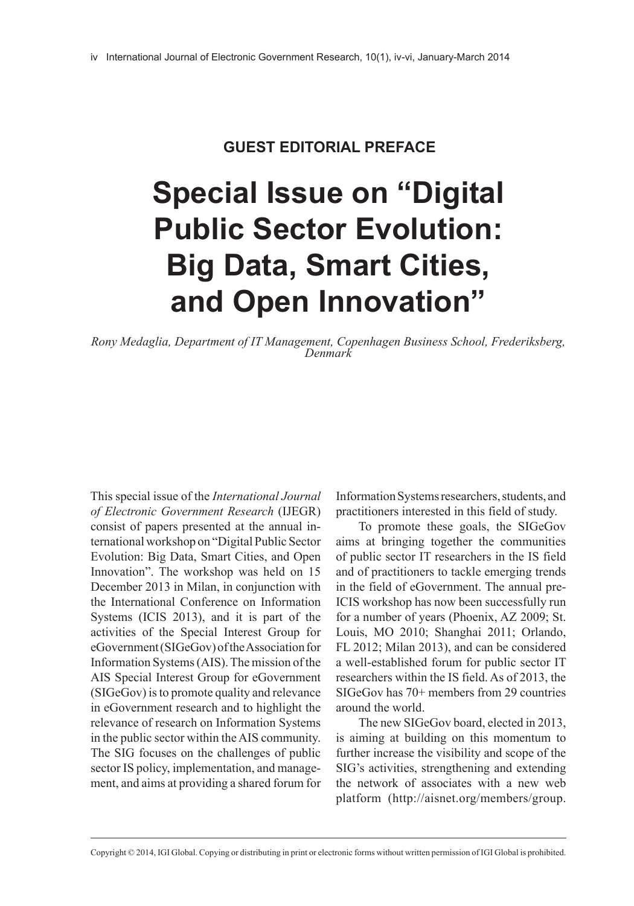**GUEST EDITORIAL PREFACE**

# Special Issue on "Digital Public Sector Evolution: Big Data, Smart Cities, and Open Innovation"

*Rony Medaglia, Department of IT Management, Copenhagen Business School, Frederiksberg, Denmark*

This special issue of the *International Journal of Electronic Government Research* (IJEGR) consist of papers presented at the annual international workshop on "Digital Public Sector Evolution: Big Data, Smart Cities, and Open Innovation". The workshop was held on 15 December 2013 in Milan, in conjunction with the International Conference on Information Systems (ICIS 2013), and it is part of the activities of the Special Interest Group for eGovernment (SIGeGov) of the Association for Information Systems (AIS). The mission of the AIS Special Interest Group for eGovernment (SIGeGov) is to promote quality and relevance in eGovernment research and to highlight the relevance of research on Information Systems in the public sector within the AIS community. The SIG focuses on the challenges of public sector IS policy, implementation, and management, and aims at providing a shared forum for Information Systems researchers, students, and practitioners interested in this field of study.

To promote these goals, the SIGeGov aims at bringing together the communities of public sector IT researchers in the IS field and of practitioners to tackle emerging trends in the field of eGovernment. The annual pre-ICIS workshop has now been successfully run for a number of years (Phoenix, AZ 2009; St. Louis, MO 2010; Shanghai 2011; Orlando, FL 2012; Milan 2013), and can be considered a well-established forum for public sector IT researchers within the IS field. As of 2013, the SIGeGov has 70+ members from 29 countries around the world.

The new SIGeGov board, elected in 2013, is aiming at building on this momentum to further increase the visibility and scope of the SIG's activities, strengthening and extending the network of associates with a new web platform (http://aisnet.org/members/group.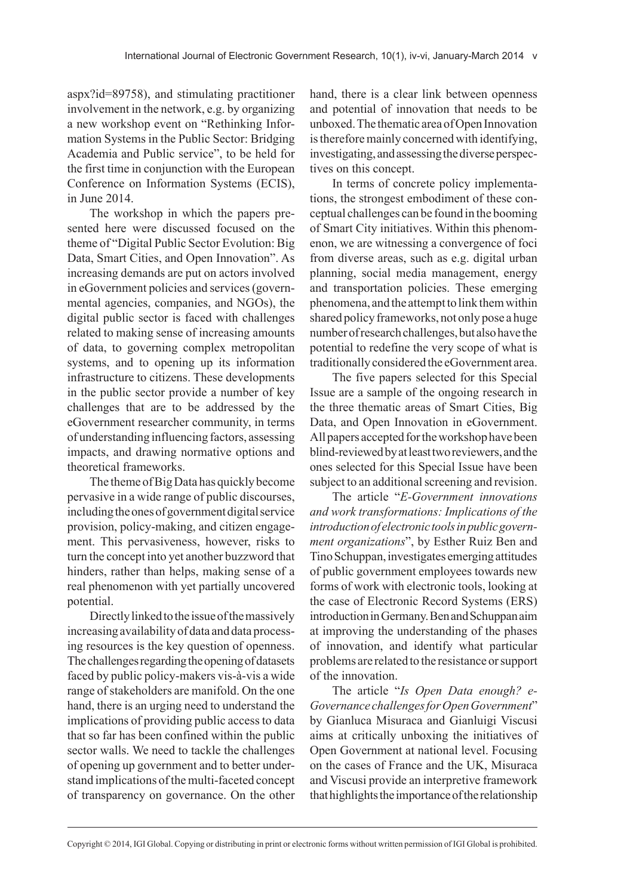aspx?id=89758), and stimulating practitioner involvement in the network, e.g. by organizing a new workshop event on "Rethinking Information Systems in the Public Sector: Bridging Academia and Public service", to be held for the first time in conjunction with the European Conference on Information Systems (ECIS), in June 2014.

The workshop in which the papers presented here were discussed focused on the theme of "Digital Public Sector Evolution: Big Data, Smart Cities, and Open Innovation". As increasing demands are put on actors involved in eGovernment policies and services (governmental agencies, companies, and NGOs), the digital public sector is faced with challenges related to making sense of increasing amounts of data, to governing complex metropolitan systems, and to opening up its information infrastructure to citizens. These developments in the public sector provide a number of key challenges that are to be addressed by the eGovernment researcher community, in terms of understanding influencing factors, assessing impacts, and drawing normative options and theoretical frameworks.

The theme of Big Data has quickly become pervasive in a wide range of public discourses, including the ones of government digital service provision, policy-making, and citizen engagement. This pervasiveness, however, risks to turn the concept into yet another buzzword that hinders, rather than helps, making sense of a real phenomenon with yet partially uncovered potential.

Directly linked to the issue of the massively increasing availability of data and data processing resources is the key question of openness. The challenges regarding the opening of datasets faced by public policy-makers vis-à-vis a wide range of stakeholders are manifold. On the one hand, there is an urging need to understand the implications of providing public access to data that so far has been confined within the public sector walls. We need to tackle the challenges of opening up government and to better understand implications of the multi-faceted concept of transparency on governance. On the other hand, there is a clear link between openness and potential of innovation that needs to be unboxed. The thematic area of Open Innovation is therefore mainly concerned with identifying, investigating, and assessing the diverse perspectives on this concept.

In terms of concrete policy implementations, the strongest embodiment of these conceptual challenges can be found in the booming of Smart City initiatives. Within this phenomenon, we are witnessing a convergence of foci from diverse areas, such as e.g. digital urban planning, social media management, energy and transportation policies. These emerging phenomena, and the attempt to link them within shared policy frameworks, not only pose a huge number of research challenges, but also have the potential to redefine the very scope of what is traditionally considered the eGovernment area.

The five papers selected for this Special Issue are a sample of the ongoing research in the three thematic areas of Smart Cities, Big Data, and Open Innovation in eGovernment. All papers accepted for the workshop have been blind-reviewed by at least two reviewers, and the ones selected for this Special Issue have been subject to an additional screening and revision.

The article "*E-Government innovations and work transformations: Implications of the introduction of electronic tools in public government organizations*", by Esther Ruiz Ben and Tino Schuppan, investigates emerging attitudes of public government employees towards new forms of work with electronic tools, looking at the case of Electronic Record Systems (ERS) introduction in Germany. Ben and Schuppan aim at improving the understanding of the phases of innovation, and identify what particular problems are related to the resistance or support of the innovation.

The article "*Is Open Data enough? e-Governance challenges for Open Government*" by Gianluca Misuraca and Gianluigi Viscusi aims at critically unboxing the initiatives of Open Government at national level. Focusing on the cases of France and the UK, Misuraca and Viscusi provide an interpretive framework that highlights the importance of the relationship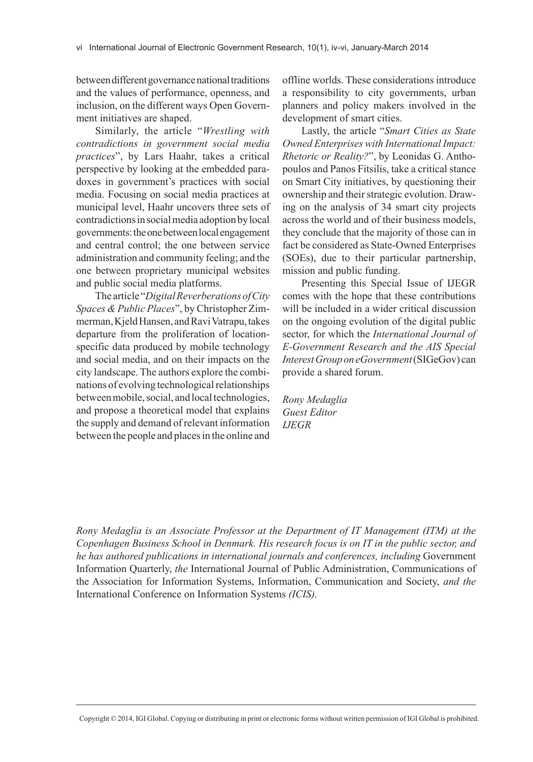between different governance national traditions and the values of performance, openness, and inclusion, on the different ways Open Government initiatives are shaped.

Similarly, the article "*Wrestling with contradictions in government social media practices*", by Lars Haahr, takes a critical perspective by looking at the embedded paradoxes in government's practices with social media. Focusing on social media practices at municipal level, Haahr uncovers three sets of contradictions in social media adoption by local governments: the one between local engagement and central control; the one between service administration and community feeling; and the one between proprietary municipal websites and public social media platforms.

The article "*Digital Reverberations of City Spaces & Public Places*", by Christopher Zimmerman, Kjeld Hansen, and Ravi Vatrapu, takes departure from the proliferation of location-specific data produced by mobile technology and social media, and on their impacts on the city landscape. The authors explore the combinations of evolving technological relationships between mobile, social, and local technologies, and propose a theoretical model that explains the supply and demand of relevant information between the people and places in the online and offline worlds. These considerations introduce a responsibility to city governments, urban planners and policy makers involved in the development of smart cities.

Lastly, the article "*Smart Cities as State Owned Enterprises with International Impact: Rhetoric or Reality?*", by Leonidas G. Anthopoulos and Panos Fitsilis, take a critical stance on Smart City initiatives, by questioning their ownership and their strategic evolution. Drawing on the analysis of 34 smart city projects across the world and of their business models, they conclude that the majority of those can in fact be considered as State-Owned Enterprises (SOEs), due to their particular partnership, mission and public funding.

Presenting this Special Issue of IJEGR comes with the hope that these contributions will be included in a wider critical discussion on the ongoing evolution of the digital public sector, for which the *International Journal of E-Government Research and the AIS Special Interest Group on eGovernment* (SIGeGov) can provide a shared forum.

*Rony Medaglia*
*Guest Editor*
*IJEGR*

*Rony Medaglia is an Associate Professor at the Department of IT Management (ITM) at the Copenhagen Business School in Denmark. His research focus is on IT in the public sector, and he has authored publications in international journals and conferences, including* Government Information Quarterly, *the* International Journal of Public Administration, Communications of the Association for Information Systems, Information, Communication and Society, *and the* International Conference on Information Systems *(ICIS).*